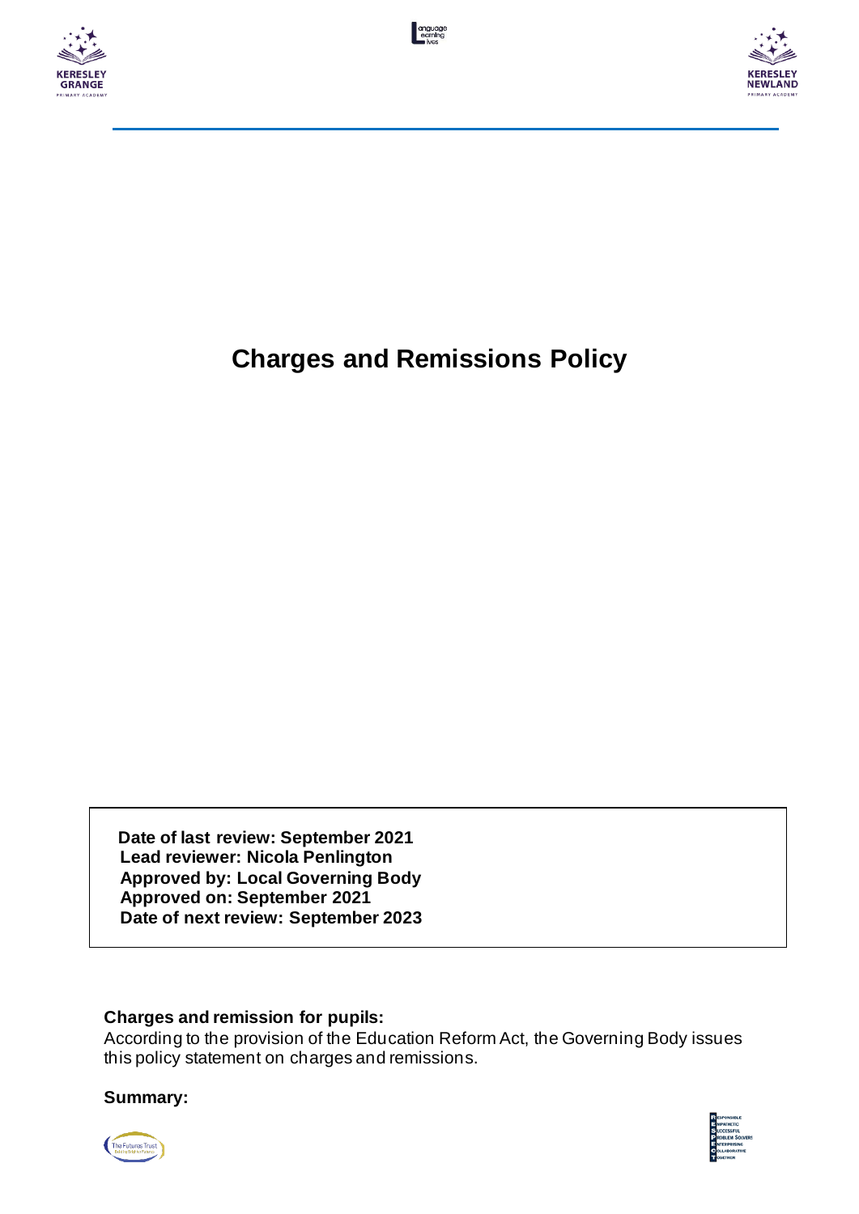# Charges and Remissions Policy

Date of last review: September 2021
Lead reviewer: Nicola Penlington
Approved by: Local Governing Body
Approved on: September 2021
Date of next review: September 2023

**Charges and remission for pupils:**

According to the provision of the Education Reform Act, the Governing Body issues this policy statement on charges and remissions.

**Summary:**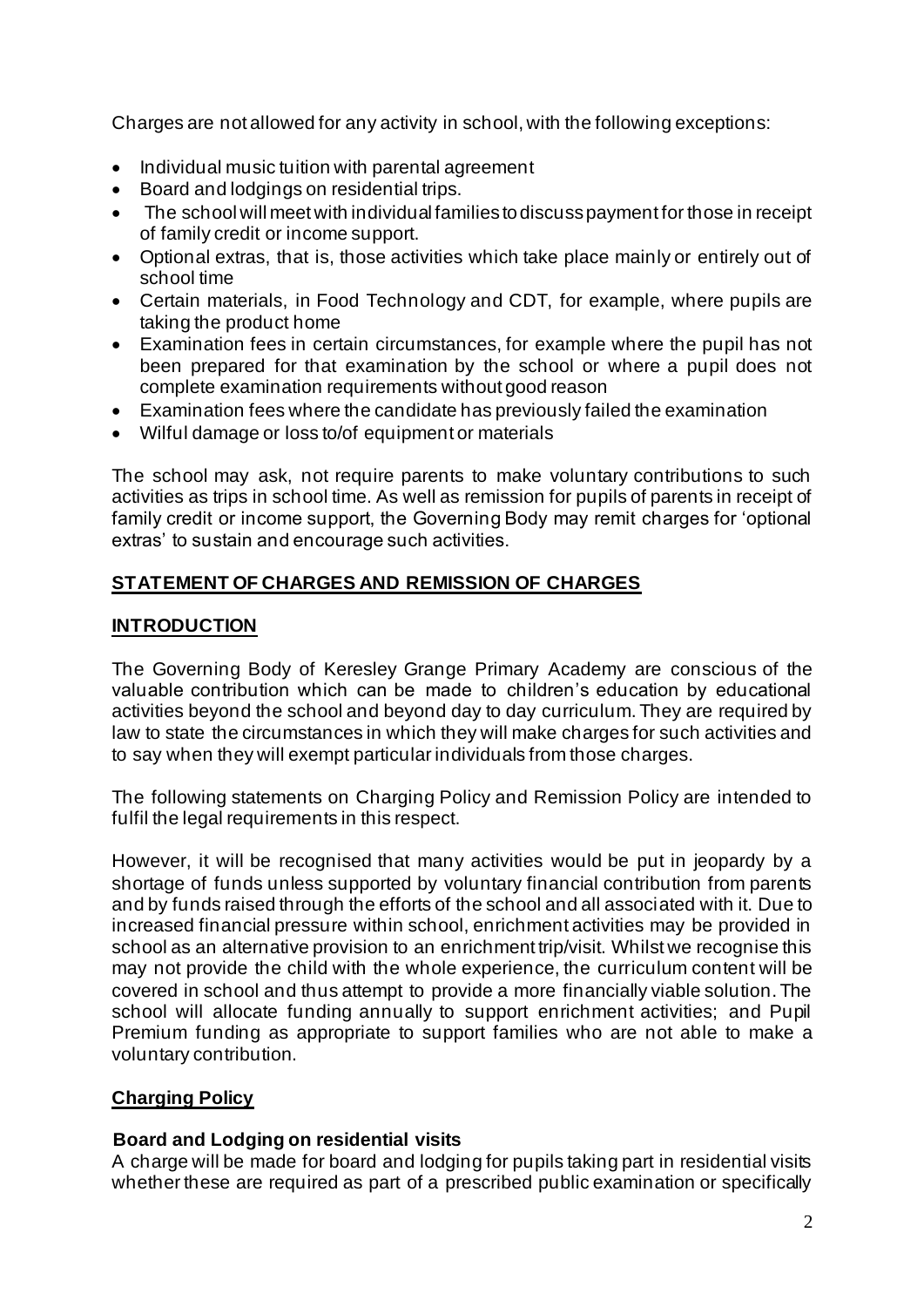Charges are not allowed for any activity in school, with the following exceptions:

- Individual music tuition with parental agreement
- Board and lodgings on residential trips.
- The school will meet with individual families to discuss payment for those in receipt of family credit or income support.
- Optional extras, that is, those activities which take place mainly or entirely out of school time
- Certain materials, in Food Technology and CDT, for example, where pupils are taking the product home
- Examination fees in certain circumstances, for example where the pupil has not been prepared for that examination by the school or where a pupil does not complete examination requirements without good reason
- Examination fees where the candidate has previously failed the examination
- Wilful damage or loss to/of equipment or materials

The school may ask, not require parents to make voluntary contributions to such activities as trips in school time. As well as remission for pupils of parents in receipt of family credit or income support, the Governing Body may remit charges for 'optional extras' to sustain and encourage such activities.

## STATEMENT OF CHARGES AND REMISSION OF CHARGES

### INTRODUCTION

The Governing Body of Keresley Grange Primary Academy are conscious of the valuable contribution which can be made to children's education by educational activities beyond the school and beyond day to day curriculum. They are required by law to state the circumstances in which they will make charges for such activities and to say when they will exempt particular individuals from those charges.

The following statements on Charging Policy and Remission Policy are intended to fulfil the legal requirements in this respect.

However, it will be recognised that many activities would be put in jeopardy by a shortage of funds unless supported by voluntary financial contribution from parents and by funds raised through the efforts of the school and all associated with it. Due to increased financial pressure within school, enrichment activities may be provided in school as an alternative provision to an enrichment trip/visit. Whilst we recognise this may not provide the child with the whole experience, the curriculum content will be covered in school and thus attempt to provide a more financially viable solution. The school will allocate funding annually to support enrichment activities; and Pupil Premium funding as appropriate to support families who are not able to make a voluntary contribution.

### Charging Policy

#### Board and Lodging on residential visits

A charge will be made for board and lodging for pupils taking part in residential visits whether these are required as part of a prescribed public examination or specifically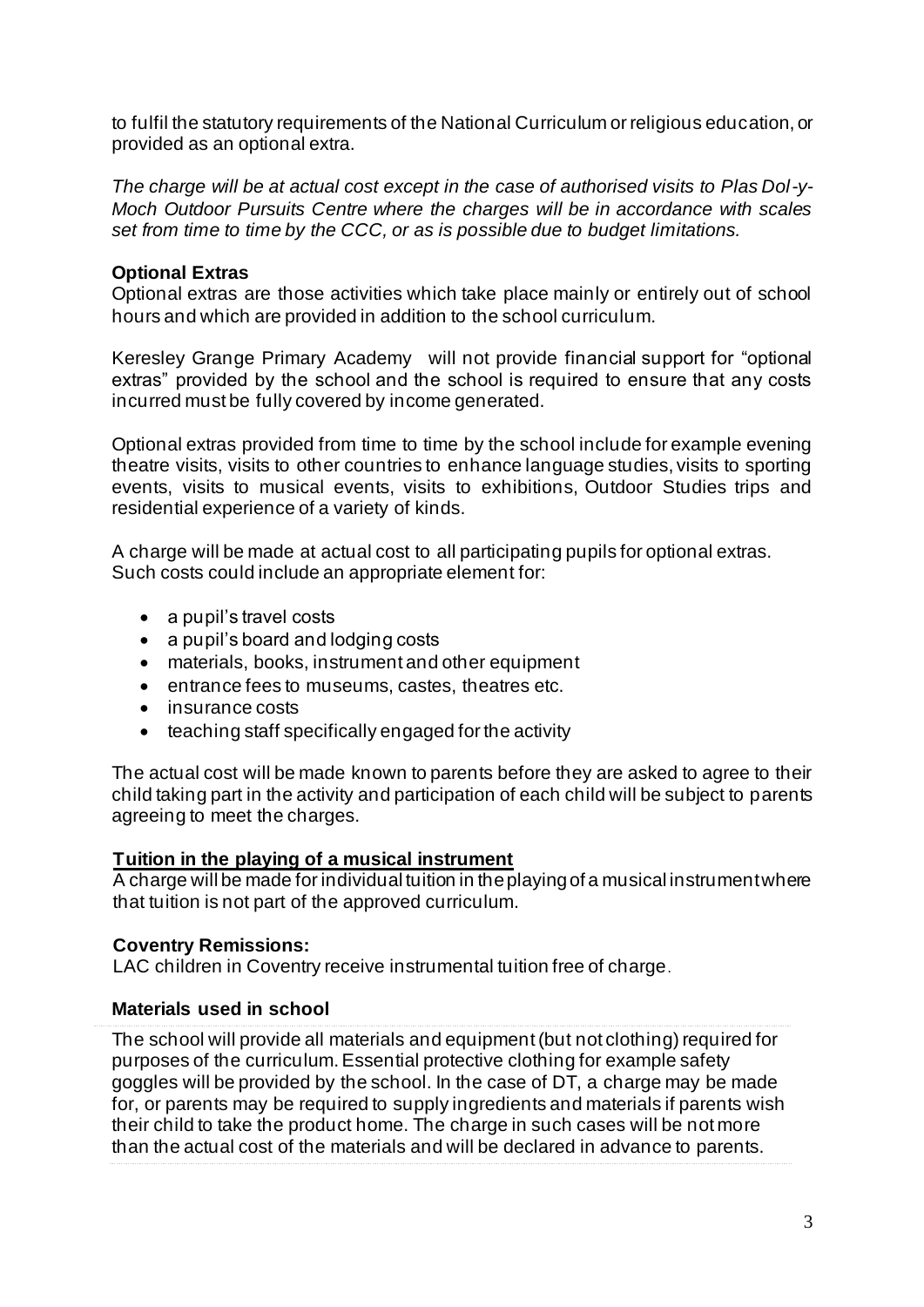to fulfil the statutory requirements of the National Curriculum or religious education, or provided as an optional extra.

*The charge will be at actual cost except in the case of authorised visits to Plas Dol-y-Moch Outdoor Pursuits Centre where the charges will be in accordance with scales set from time to time by the CCC, or as is possible due to budget limitations.*

**Optional Extras**

Optional extras are those activities which take place mainly or entirely out of school hours and which are provided in addition to the school curriculum.

Keresley Grange Primary Academy will not provide financial support for "optional extras" provided by the school and the school is required to ensure that any costs incurred must be fully covered by income generated.

Optional extras provided from time to time by the school include for example evening theatre visits, visits to other countries to enhance language studies, visits to sporting events, visits to musical events, visits to exhibitions, Outdoor Studies trips and residential experience of a variety of kinds.

A charge will be made at actual cost to all participating pupils for optional extras. Such costs could include an appropriate element for:

- a pupil's travel costs
- a pupil's board and lodging costs
- materials, books, instrument and other equipment
- entrance fees to museums, castes, theatres etc.
- insurance costs
- teaching staff specifically engaged for the activity

The actual cost will be made known to parents before they are asked to agree to their child taking part in the activity and participation of each child will be subject to parents agreeing to meet the charges.

**Tuition in the playing of a musical instrument**

A charge will be made for individual tuition in the playing of a musical instrument where that tuition is not part of the approved curriculum.

**Coventry Remissions:**

LAC children in Coventry receive instrumental tuition free of charge.

**Materials used in school**

The school will provide all materials and equipment (but not clothing) required for purposes of the curriculum. Essential protective clothing for example safety goggles will be provided by the school. In the case of DT, a charge may be made for, or parents may be required to supply ingredients and materials if parents wish their child to take the product home. The charge in such cases will be not more than the actual cost of the materials and will be declared in advance to parents.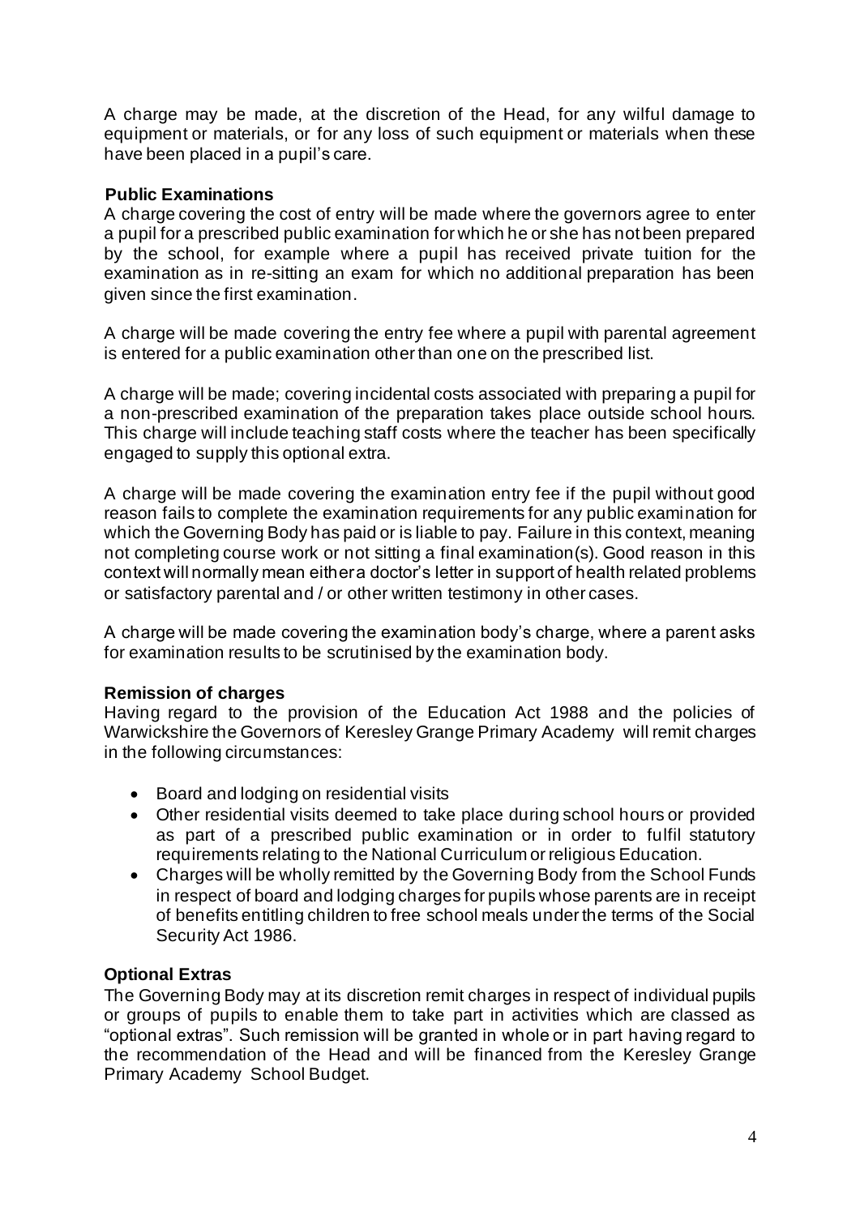A charge may be made, at the discretion of the Head, for any wilful damage to equipment or materials, or for any loss of such equipment or materials when these have been placed in a pupil's care.

**Public Examinations**

A charge covering the cost of entry will be made where the governors agree to enter a pupil for a prescribed public examination for which he or she has not been prepared by the school, for example where a pupil has received private tuition for the examination as in re-sitting an exam for which no additional preparation has been given since the first examination.

A charge will be made covering the entry fee where a pupil with parental agreement is entered for a public examination other than one on the prescribed list.

A charge will be made; covering incidental costs associated with preparing a pupil for a non-prescribed examination of the preparation takes place outside school hours. This charge will include teaching staff costs where the teacher has been specifically engaged to supply this optional extra.

A charge will be made covering the examination entry fee if the pupil without good reason fails to complete the examination requirements for any public examination for which the Governing Body has paid or is liable to pay. Failure in this context, meaning not completing course work or not sitting a final examination(s). Good reason in this context will normally mean either a doctor's letter in support of health related problems or satisfactory parental and / or other written testimony in other cases.

A charge will be made covering the examination body's charge, where a parent asks for examination results to be scrutinised by the examination body.

**Remission of charges**

Having regard to the provision of the Education Act 1988 and the policies of Warwickshire the Governors of Keresley Grange Primary Academy will remit charges in the following circumstances:

- Board and lodging on residential visits
- Other residential visits deemed to take place during school hours or provided as part of a prescribed public examination or in order to fulfil statutory requirements relating to the National Curriculum or religious Education.
- Charges will be wholly remitted by the Governing Body from the School Funds in respect of board and lodging charges for pupils whose parents are in receipt of benefits entitling children to free school meals under the terms of the Social Security Act 1986.

**Optional Extras**

The Governing Body may at its discretion remit charges in respect of individual pupils or groups of pupils to enable them to take part in activities which are classed as "optional extras". Such remission will be granted in whole or in part having regard to the recommendation of the Head and will be financed from the Keresley Grange Primary Academy School Budget.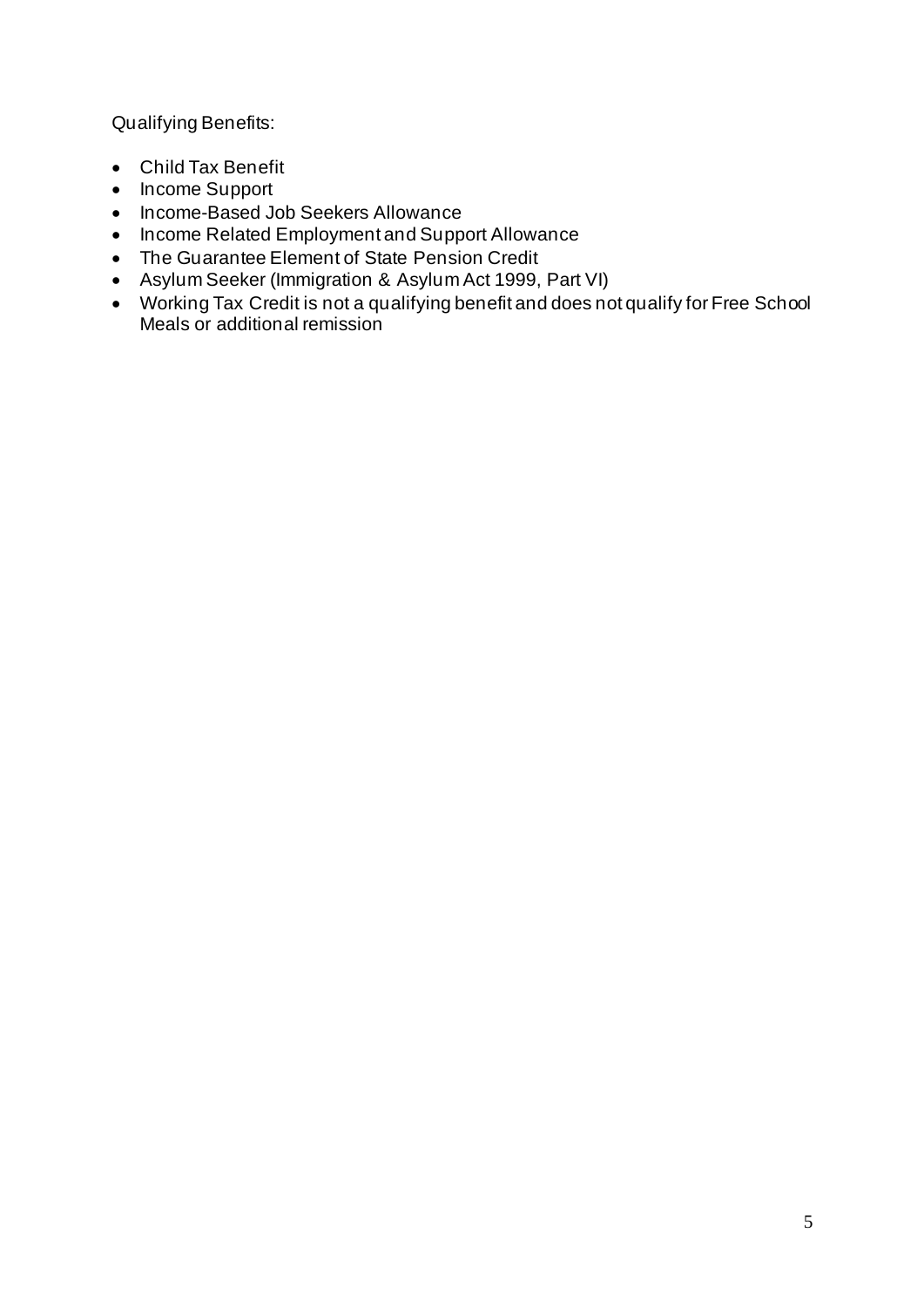Qualifying Benefits:

- Child Tax Benefit
- Income Support
- Income-Based Job Seekers Allowance
- Income Related Employment and Support Allowance
- The Guarantee Element of State Pension Credit
- Asylum Seeker (Immigration & Asylum Act 1999, Part VI)
- Working Tax Credit is not a qualifying benefit and does not qualify for Free School Meals or additional remission